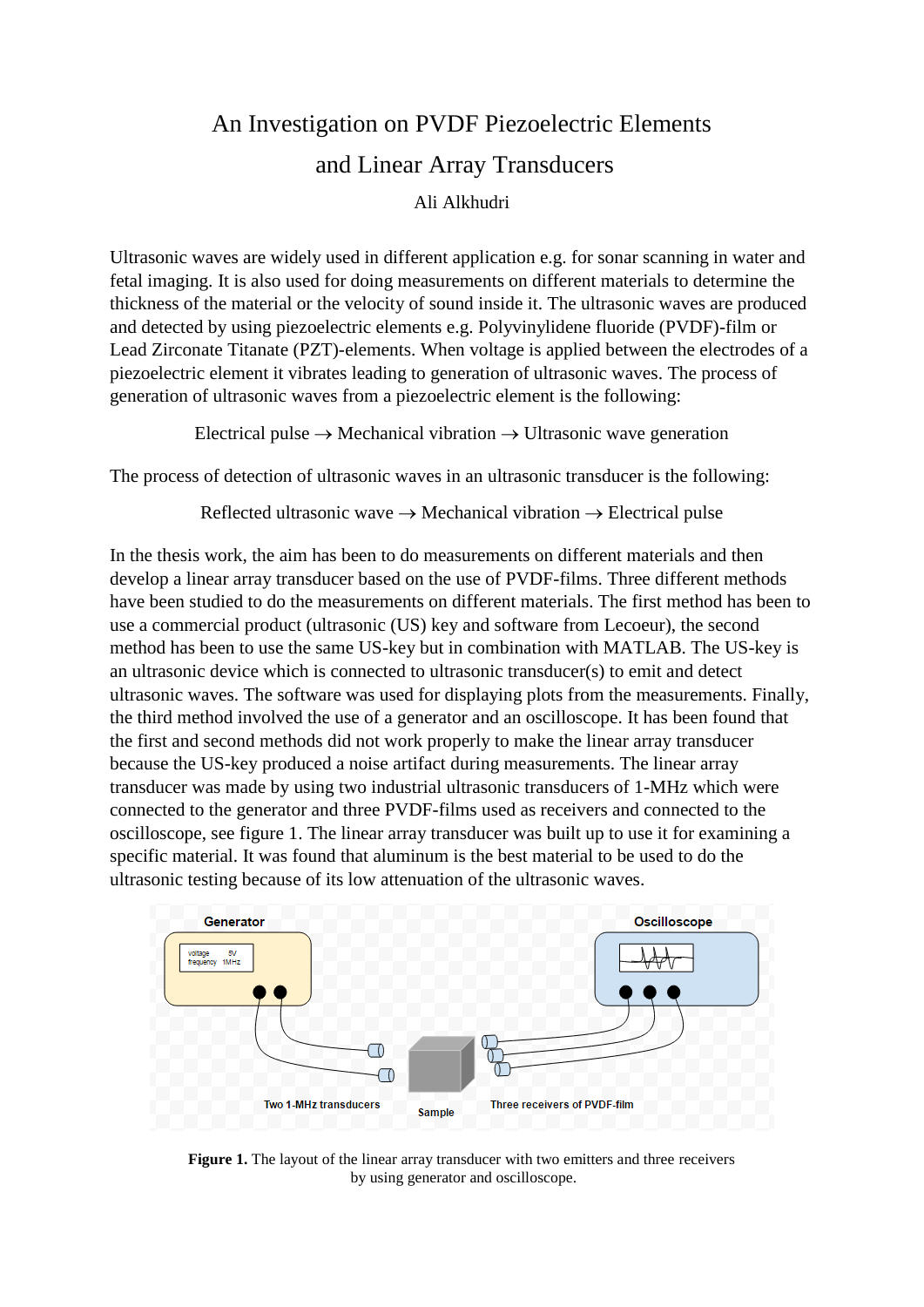# An Investigation on PVDF Piezoelectric Elements and Linear Array Transducers

Ali Alkhudri

Ultrasonic waves are widely used in different application e.g. for sonar scanning in water and fetal imaging. It is also used for doing measurements on different materials to determine the thickness of the material or the velocity of sound inside it. The ultrasonic waves are produced and detected by using piezoelectric elements e.g. Polyvinylidene fluoride (PVDF)-film or Lead Zirconate Titanate (PZT)-elements. When voltage is applied between the electrodes of a piezoelectric element it vibrates leading to generation of ultrasonic waves. The process of generation of ultrasonic waves from a piezoelectric element is the following:

Electrical pulse → Mechanical vibration → Ultrasonic wave generation

The process of detection of ultrasonic waves in an ultrasonic transducer is the following:

Reflected ultrasonic wave → Mechanical vibration → Electrical pulse

In the thesis work, the aim has been to do measurements on different materials and then develop a linear array transducer based on the use of PVDF-films. Three different methods have been studied to do the measurements on different materials. The first method has been to use a commercial product (ultrasonic (US) key and software from Lecoeur), the second method has been to use the same US-key but in combination with MATLAB. The US-key is an ultrasonic device which is connected to ultrasonic transducer(s) to emit and detect ultrasonic waves. The software was used for displaying plots from the measurements. Finally, the third method involved the use of a generator and an oscilloscope. It has been found that the first and second methods did not work properly to make the linear array transducer because the US-key produced a noise artifact during measurements. The linear array transducer was made by using two industrial ultrasonic transducers of 1-MHz which were connected to the generator and three PVDF-films used as receivers and connected to the oscilloscope, see figure 1. The linear array transducer was built up to use it for examining a specific material. It was found that aluminum is the best material to be used to do the ultrasonic testing because of its low attenuation of the ultrasonic waves.

**Figure 1.** The layout of the linear array transducer with two emitters and three receivers by using generator and oscilloscope.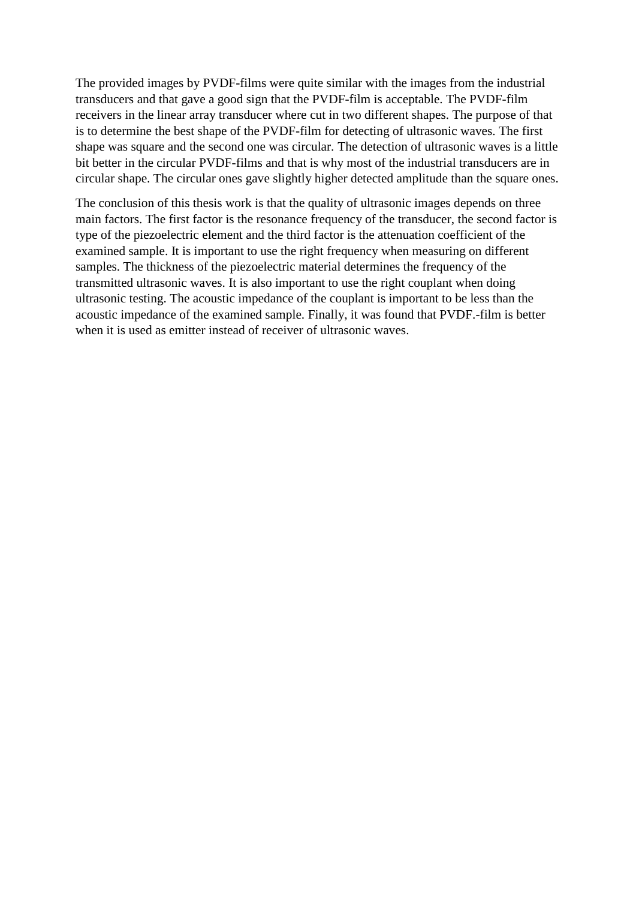The provided images by PVDF-films were quite similar with the images from the industrial transducers and that gave a good sign that the PVDF-film is acceptable. The PVDF-film receivers in the linear array transducer where cut in two different shapes. The purpose of that is to determine the best shape of the PVDF-film for detecting of ultrasonic waves. The first shape was square and the second one was circular. The detection of ultrasonic waves is a little bit better in the circular PVDF-films and that is why most of the industrial transducers are in circular shape. The circular ones gave slightly higher detected amplitude than the square ones.

The conclusion of this thesis work is that the quality of ultrasonic images depends on three main factors. The first factor is the resonance frequency of the transducer, the second factor is type of the piezoelectric element and the third factor is the attenuation coefficient of the examined sample. It is important to use the right frequency when measuring on different samples. The thickness of the piezoelectric material determines the frequency of the transmitted ultrasonic waves. It is also important to use the right couplant when doing ultrasonic testing. The acoustic impedance of the couplant is important to be less than the acoustic impedance of the examined sample. Finally, it was found that PVDF.-film is better when it is used as emitter instead of receiver of ultrasonic waves.